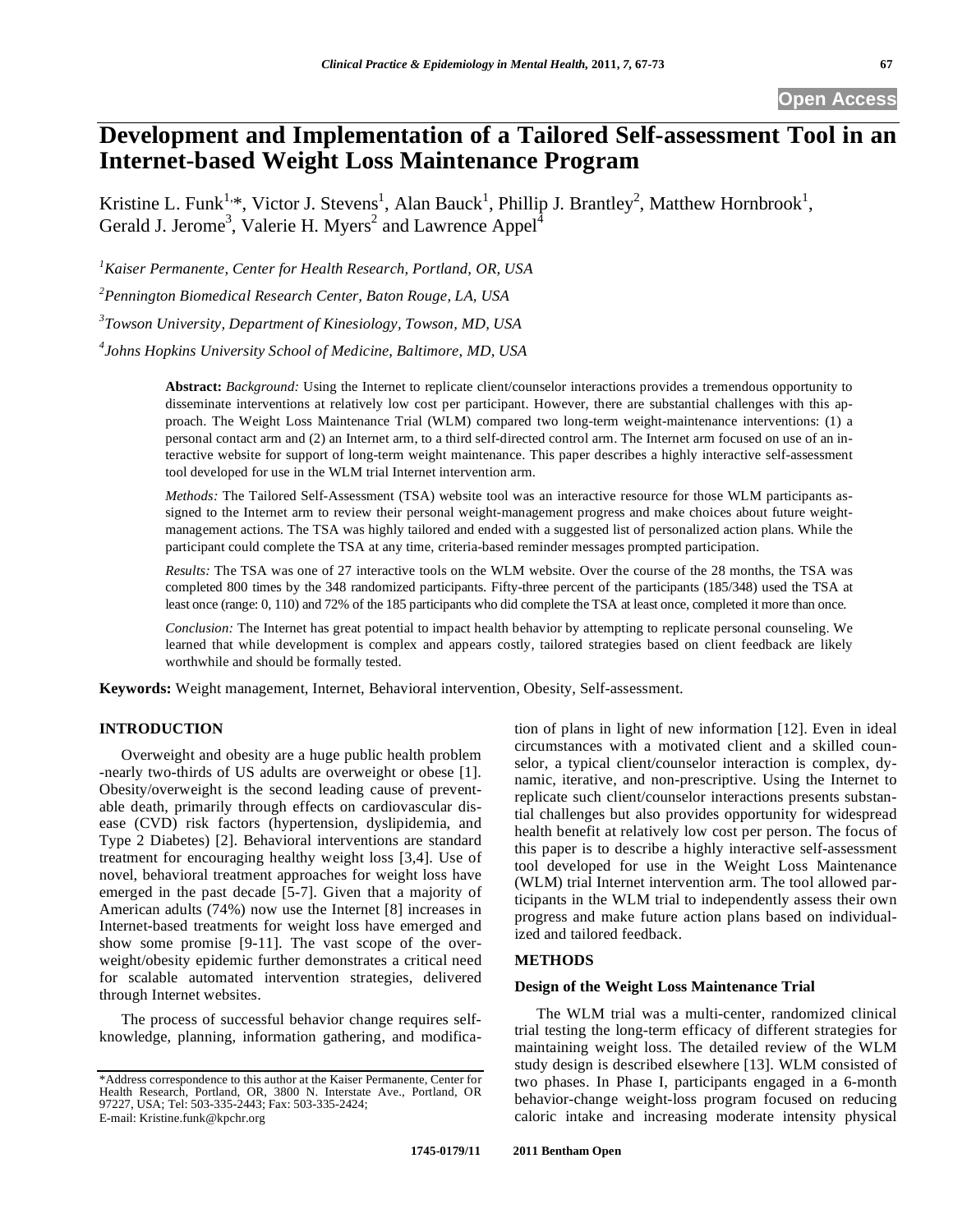Open Access

# Development and Implementation of a Tailored Self-assessment Tool in an Internet-based Weight Loss Maintenance Program

Kristine L. Funk[1,*], Victor J. Stevens[1], Alan Bauck[1], Phillip J. Brantley[2], Matthew Hornbrook[1], Gerald J. Jerome[3], Valerie H. Myers[2] and Lawrence Appel[4]

*[1]Kaiser Permanente, Center for Health Research, Portland, OR, USA*

*[2]Pennington Biomedical Research Center, Baton Rouge, LA, USA*

*[3]Towson University, Department of Kinesiology, Towson, MD, USA*

*[4]Johns Hopkins University School of Medicine, Baltimore, MD, USA*

**Abstract:** *Background:* Using the Internet to replicate client/counselor interactions provides a tremendous opportunity to disseminate interventions at relatively low cost per participant. However, there are substantial challenges with this approach. The Weight Loss Maintenance Trial (WLM) compared two long-term weight-maintenance interventions: (1) a personal contact arm and (2) an Internet arm, to a third self-directed control arm. The Internet arm focused on use of an interactive website for support of long-term weight maintenance. This paper describes a highly interactive self-assessment tool developed for use in the WLM trial Internet intervention arm.

*Methods:* The Tailored Self-Assessment (TSA) website tool was an interactive resource for those WLM participants assigned to the Internet arm to review their personal weight-management progress and make choices about future weight-management actions. The TSA was highly tailored and ended with a suggested list of personalized action plans. While the participant could complete the TSA at any time, criteria-based reminder messages prompted participation.

*Results:* The TSA was one of 27 interactive tools on the WLM website. Over the course of the 28 months, the TSA was completed 800 times by the 348 randomized participants. Fifty-three percent of the participants (185/348) used the TSA at least once (range: 0, 110) and 72% of the 185 participants who did complete the TSA at least once, completed it more than once.

*Conclusion:* The Internet has great potential to impact health behavior by attempting to replicate personal counseling. We learned that while development is complex and appears costly, tailored strategies based on client feedback are likely worthwhile and should be formally tested.

**Keywords:** Weight management, Internet, Behavioral intervention, Obesity, Self-assessment.

## INTRODUCTION

Overweight and obesity are a huge public health problem -nearly two-thirds of US adults are overweight or obese [1]. Obesity/overweight is the second leading cause of preventable death, primarily through effects on cardiovascular disease (CVD) risk factors (hypertension, dyslipidemia, and Type 2 Diabetes) [2]. Behavioral interventions are standard treatment for encouraging healthy weight loss [3,4]. Use of novel, behavioral treatment approaches for weight loss have emerged in the past decade [5-7]. Given that a majority of American adults (74%) now use the Internet [8] increases in Internet-based treatments for weight loss have emerged and show some promise [9-11]. The vast scope of the overweight/obesity epidemic further demonstrates a critical need for scalable automated intervention strategies, delivered through Internet websites.

The process of successful behavior change requires self-knowledge, planning, information gathering, and modification of plans in light of new information [12]. Even in ideal circumstances with a motivated client and a skilled counselor, a typical client/counselor interaction is complex, dynamic, iterative, and non-prescriptive. Using the Internet to replicate such client/counselor interactions presents substantial challenges but also provides opportunity for widespread health benefit at relatively low cost per person. The focus of this paper is to describe a highly interactive self-assessment tool developed for use in the Weight Loss Maintenance (WLM) trial Internet intervention arm. The tool allowed participants in the WLM trial to independently assess their own progress and make future action plans based on individualized and tailored feedback.

## METHODS

### Design of the Weight Loss Maintenance Trial

The WLM trial was a multi-center, randomized clinical trial testing the long-term efficacy of different strategies for maintaining weight loss. The detailed review of the WLM study design is described elsewhere [13]. WLM consisted of two phases. In Phase I, participants engaged in a 6-month behavior-change weight-loss program focused on reducing caloric intake and increasing moderate intensity physical

*Address correspondence to this author at the Kaiser Permanente, Center for Health Research, Portland, OR, 3800 N. Interstate Ave., Portland, OR 97227, USA; Tel: 503-335-2443; Fax: 503-335-2424; E-mail: Kristine.funk@kpchr.org

1745-0179/11 2011 Bentham Open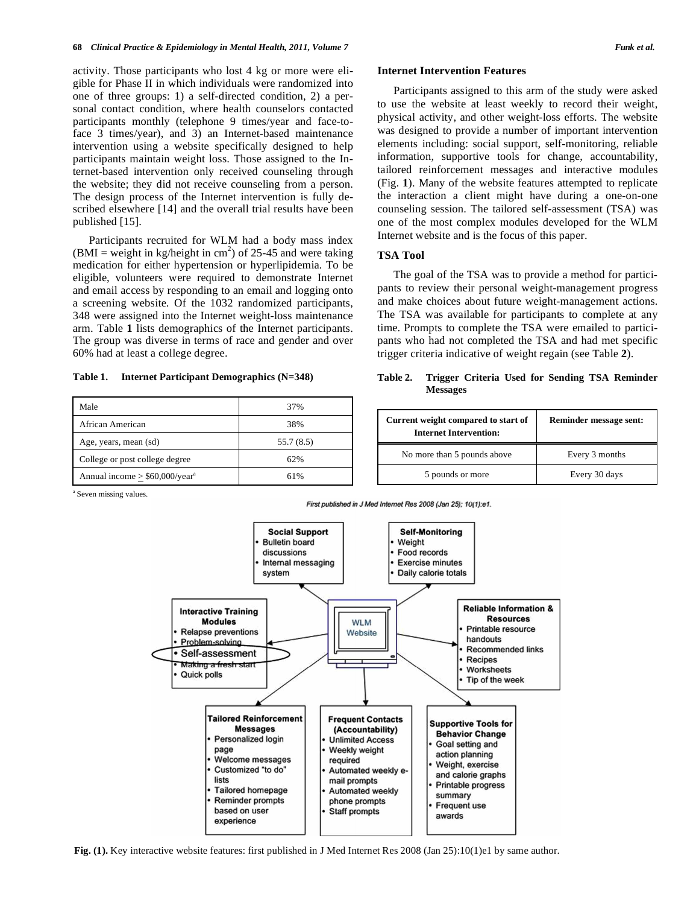activity. Those participants who lost 4 kg or more were eligible for Phase II in which individuals were randomized into one of three groups: 1) a self-directed condition, 2) a personal contact condition, where health counselors contacted participants monthly (telephone 9 times/year and face-to-face 3 times/year), and 3) an Internet-based maintenance intervention using a website specifically designed to help participants maintain weight loss. Those assigned to the Internet-based intervention only received counseling through the website; they did not receive counseling from a person. The design process of the Internet intervention is fully described elsewhere [14] and the overall trial results have been published [15].

Participants recruited for WLM had a body mass index (BMI = weight in kg/height in $cm^2$) of 25-45 and were taking medication for either hypertension or hyperlipidemia. To be eligible, volunteers were required to demonstrate Internet and email access by responding to an email and logging onto a screening website. Of the 1032 randomized participants, 348 were assigned into the Internet weight-loss maintenance arm. Table **1** lists demographics of the Internet participants. The group was diverse in terms of race and gender and over 60% had at least a college degree.

**Table 1. Internet Participant Demographics (N=348)**

| | |
|---|---|
| Male | 37% |
| African American | 38% |
| Age, years, mean (sd) | 55.7 (8.5) |
| College or post college degree | 62% |
| Annual income $\geq$ \$60,000/year[a] | 61% |

[a] Seven missing values.

### Internet Intervention Features

Participants assigned to this arm of the study were asked to use the website at least weekly to record their weight, physical activity, and other weight-loss efforts. The website was designed to provide a number of important intervention elements including: social support, self-monitoring, reliable information, supportive tools for change, accountability, tailored reinforcement messages and interactive modules (Fig. **1**). Many of the website features attempted to replicate the interaction a client might have during a one-on-one counseling session. The tailored self-assessment (TSA) was one of the most complex modules developed for the WLM Internet website and is the focus of this paper.

### TSA Tool

The goal of the TSA was to provide a method for participants to review their personal weight-management progress and make choices about future weight-management actions. The TSA was available for participants to complete at any time. Prompts to complete the TSA were emailed to participants who had not completed the TSA and had met specific trigger criteria indicative of weight regain (see Table **2**).

**Table 2. Trigger Criteria Used for Sending TSA Reminder Messages**

| Current weight compared to start of Internet Intervention: | Reminder message sent: |
|---|---|
| No more than 5 pounds above | Every 3 months |
| 5 pounds or more | Every 30 days |

First published in J Med Internet Res 2008 (Jan 25); 10(1):e1.

Social Support
- Bulletin board discussions
- Internal messaging system

Self-Monitoring
- Weight
- Food records
- Exercise minutes
- Daily calorie totals

Interactive Training Modules
- Relapse preventions
- Problem-solving
- Self-assessment
- Making a fresh start
- Quick polls

WLM Website

Reliable Information & Resources
- Printable resource handouts
- Recommended links
- Recipes
- Worksheets
- Tip of the week

Tailored Reinforcement Messages
- Personalized login page
- Welcome messages
- Customized "to do" lists
- Tailored homepage
- Reminder prompts based on user experience

Frequent Contacts (Accountability)
- Unlimited Access
- Weekly weight required
- Automated weekly e-mail prompts
- Automated weekly phone prompts
- Staff prompts

Supportive Tools for Behavior Change
- Goal setting and action planning
- Weight, exercise and calorie graphs
- Printable progress summary
- Frequent use awards

**Fig. (1).** Key interactive website features: first published in J Med Internet Res 2008 (Jan 25):10(1)e1 by same author.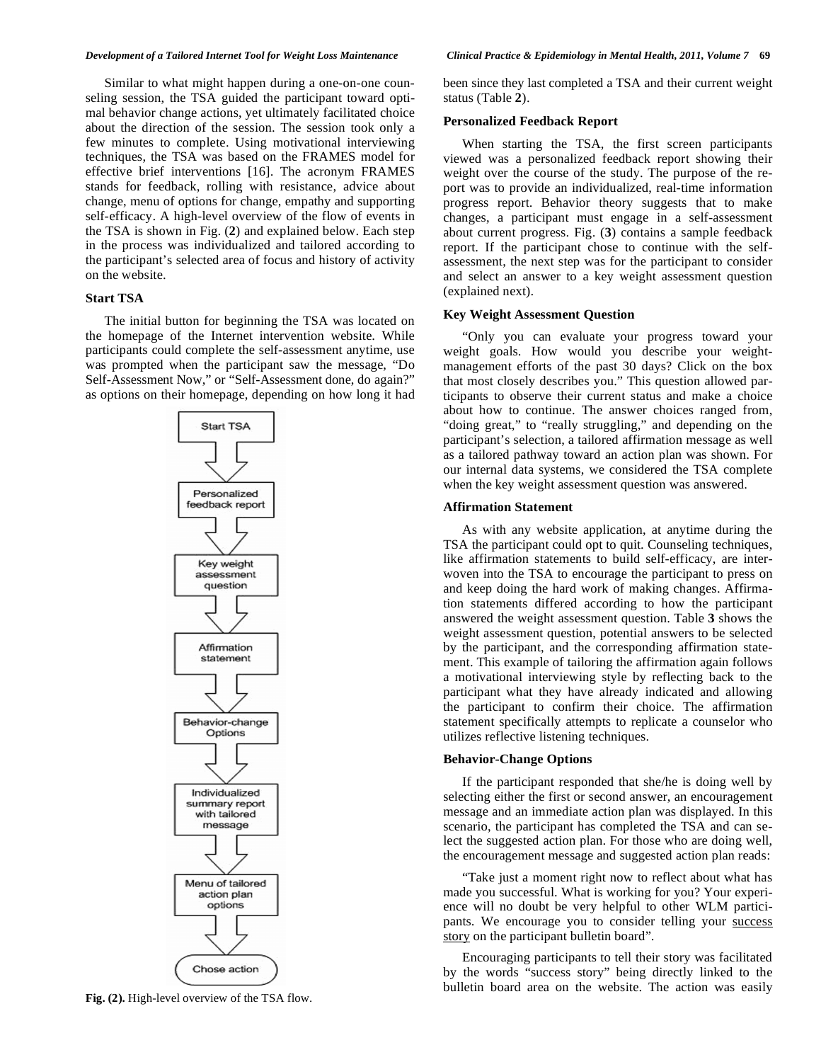Similar to what might happen during a one-on-one counseling session, the TSA guided the participant toward optimal behavior change actions, yet ultimately facilitated choice about the direction of the session. The session took only a few minutes to complete. Using motivational interviewing techniques, the TSA was based on the FRAMES model for effective brief interventions [16]. The acronym FRAMES stands for feedback, rolling with resistance, advice about change, menu of options for change, empathy and supporting self-efficacy. A high-level overview of the flow of events in the TSA is shown in Fig. (**2**) and explained below. Each step in the process was individualized and tailored according to the participant's selected area of focus and history of activity on the website.

### Start TSA

The initial button for beginning the TSA was located on the homepage of the Internet intervention website. While participants could complete the self-assessment anytime, use was prompted when the participant saw the message, "Do Self-Assessment Now," or "Self-Assessment done, do again?" as options on their homepage, depending on how long it had been since they last completed a TSA and their current weight status (Table **2**).

Start TSA → Personalized feedback report → Key weight assessment question → Affirmation statement → Behavior-change Options → Individualized summary report with tailored message → Menu of tailored action plan options → Chose action

**Fig. (2).** High-level overview of the TSA flow.

### Personalized Feedback Report

When starting the TSA, the first screen participants viewed was a personalized feedback report showing their weight over the course of the study. The purpose of the report was to provide an individualized, real-time information progress report. Behavior theory suggests that to make changes, a participant must engage in a self-assessment about current progress. Fig. (**3**) contains a sample feedback report. If the participant chose to continue with the self-assessment, the next step was for the participant to consider and select an answer to a key weight assessment question (explained next).

### Key Weight Assessment Question

"Only you can evaluate your progress toward your weight goals. How would you describe your weight-management efforts of the past 30 days? Click on the box that most closely describes you." This question allowed participants to observe their current status and make a choice about how to continue. The answer choices ranged from, "doing great," to "really struggling," and depending on the participant's selection, a tailored affirmation message as well as a tailored pathway toward an action plan was shown. For our internal data systems, we considered the TSA complete when the key weight assessment question was answered.

### Affirmation Statement

As with any website application, at anytime during the TSA the participant could opt to quit. Counseling techniques, like affirmation statements to build self-efficacy, are interwoven into the TSA to encourage the participant to press on and keep doing the hard work of making changes. Affirmation statements differed according to how the participant answered the weight assessment question. Table **3** shows the weight assessment question, potential answers to be selected by the participant, and the corresponding affirmation statement. This example of tailoring the affirmation again follows a motivational interviewing style by reflecting back to the participant what they have already indicated and allowing the participant to confirm their choice. The affirmation statement specifically attempts to replicate a counselor who utilizes reflective listening techniques.

### Behavior-Change Options

If the participant responded that she/he is doing well by selecting either the first or second answer, an encouragement message and an immediate action plan was displayed. In this scenario, the participant has completed the TSA and can select the suggested action plan. For those who are doing well, the encouragement message and suggested action plan reads:

"Take just a moment right now to reflect about what has made you successful. What is working for you? Your experience will no doubt be very helpful to other WLM participants. We encourage you to consider telling your success story on the participant bulletin board".

Encouraging participants to tell their story was facilitated by the words "success story" being directly linked to the bulletin board area on the website. The action was easily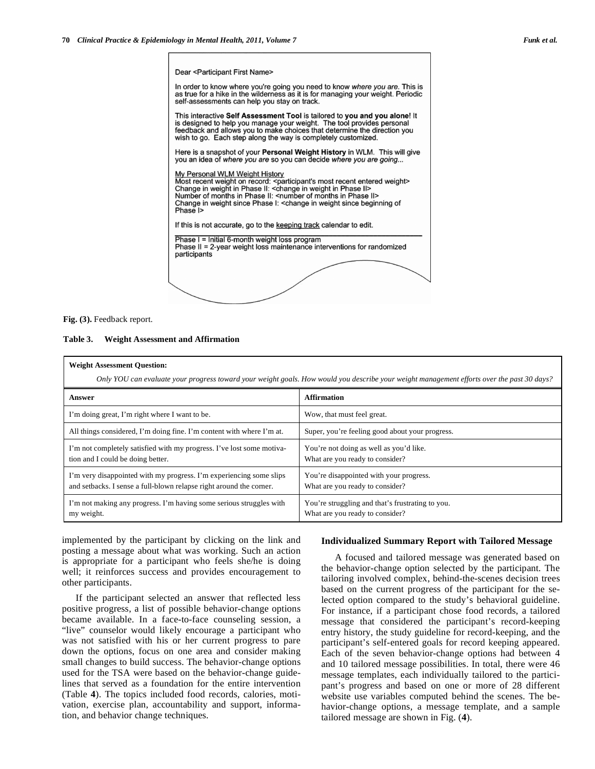Dear <Participant First Name>

In order to know where you're going you need to know *where you are*. This is as true for a hike in the wilderness as it is for managing your weight. Periodic self-assessments can help you stay on track.

This interactive **Self Assessment Tool** is tailored to **you and you alone**! It is designed to help you manage your weight. The tool provides personal feedback and allows you to make choices that determine the direction you wish to go. Each step along the way is completely customized.

Here is a snapshot of your **Personal Weight History** in WLM. This will give you an idea of *where you are* so you can decide *where you are going...*

My Personal WLM Weight History
Most recent weight on record: <participant's most recent entered weight>
Change in weight in Phase II: <change in weight in Phase II>
Number of months in Phase II: <number of months in Phase II>
Change in weight since Phase I: <change in weight since beginning of Phase I>

If this is not accurate, go to the keeping track calendar to edit.

Phase I = Initial 6-month weight loss program
Phase II = 2-year weight loss maintenance interventions for randomized participants

**Fig. (3).** Feedback report.

**Table 3. Weight Assessment and Affirmation**

| **Weight Assessment Question:** *Only YOU can evaluate your progress toward your weight goals. How would you describe your weight management efforts over the past 30 days?* | |
|---|---|
| **Answer** | **Affirmation** |
| I'm doing great, I'm right where I want to be. | Wow, that must feel great. |
| All things considered, I'm doing fine. I'm content with where I'm at. | Super, you're feeling good about your progress. |
| I'm not completely satisfied with my progress. I've lost some motivation and I could be doing better. | You're not doing as well as you'd like. What are you ready to consider? |
| I'm very disappointed with my progress. I'm experiencing some slips and setbacks. I sense a full-blown relapse right around the corner. | You're disappointed with your progress. What are you ready to consider? |
| I'm not making any progress. I'm having some serious struggles with my weight. | You're struggling and that's frustrating to you. What are you ready to consider? |

implemented by the participant by clicking on the link and posting a message about what was working. Such an action is appropriate for a participant who feels she/he is doing well; it reinforces success and provides encouragement to other participants.

If the participant selected an answer that reflected less positive progress, a list of possible behavior-change options became available. In a face-to-face counseling session, a "live" counselor would likely encourage a participant who was not satisfied with his or her current progress to pare down the options, focus on one area and consider making small changes to build success. The behavior-change options used for the TSA were based on the behavior-change guidelines that served as a foundation for the entire intervention (Table **4**). The topics included food records, calories, motivation, exercise plan, accountability and support, information, and behavior change techniques.

### Individualized Summary Report with Tailored Message

A focused and tailored message was generated based on the behavior-change option selected by the participant. The tailoring involved complex, behind-the-scenes decision trees based on the current progress of the participant for the selected option compared to the study's behavioral guideline. For instance, if a participant chose food records, a tailored message that considered the participant's record-keeping entry history, the study guideline for record-keeping, and the participant's self-entered goals for record keeping appeared. Each of the seven behavior-change options had between 4 and 10 tailored message possibilities. In total, there were 46 message templates, each individually tailored to the participant's progress and based on one or more of 28 different website use variables computed behind the scenes. The behavior-change options, a message template, and a sample tailored message are shown in Fig. (**4**).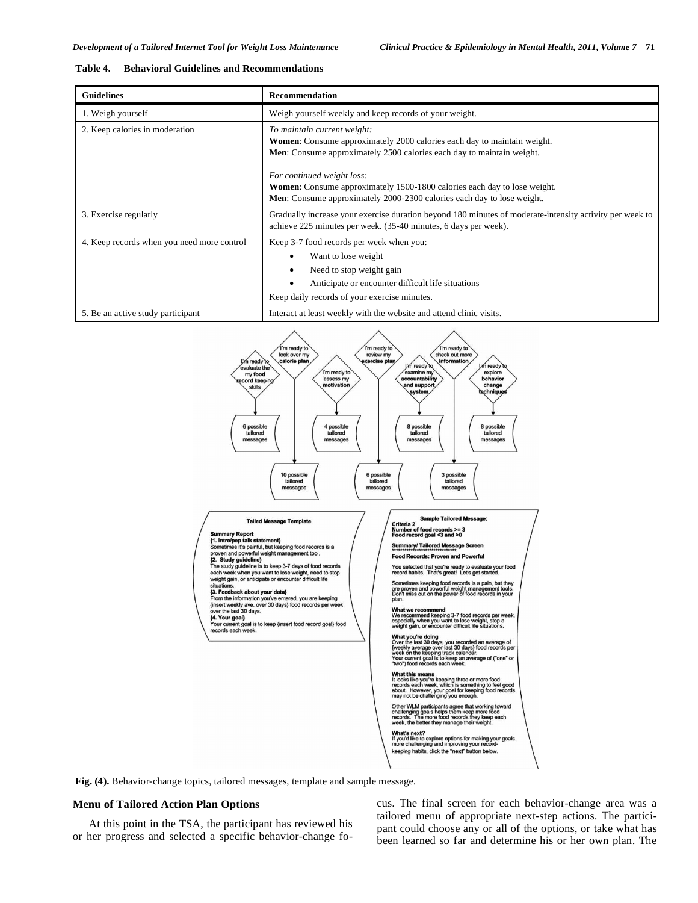**Table 4. Behavioral Guidelines and Recommendations**

| Guidelines | Recommendation |
|---|---|
| 1. Weigh yourself | Weigh yourself weekly and keep records of your weight. |
| 2. Keep calories in moderation | *To maintain current weight:*<br>**Women**: Consume approximately 2000 calories each day to maintain weight.<br>**Men**: Consume approximately 2500 calories each day to maintain weight.<br><br>*For continued weight loss:*<br>**Women**: Consume approximately 1500-1800 calories each day to lose weight.<br>**Men**: Consume approximately 2000-2300 calories each day to lose weight. |
| 3. Exercise regularly | Gradually increase your exercise duration beyond 180 minutes of moderate-intensity activity per week to achieve 225 minutes per week. (35-40 minutes, 6 days per week). |
| 4. Keep records when you need more control | Keep 3-7 food records per week when you:<br>• Want to lose weight<br>• Need to stop weight gain<br>• Anticipate or encounter difficult life situations<br><br>Keep daily records of your exercise minutes. |
| 5. Be an active study participant | Interact at least weekly with the website and attend clinic visits. |

**Fig. (4).** Behavior-change topics, tailored messages, template and sample message.

### Menu of Tailored Action Plan Options

At this point in the TSA, the participant has reviewed his or her progress and selected a specific behavior-change focus. The final screen for each behavior-change area was a tailored menu of appropriate next-step actions. The participant could choose any or all of the options, or take what has been learned so far and determine his or her own plan. The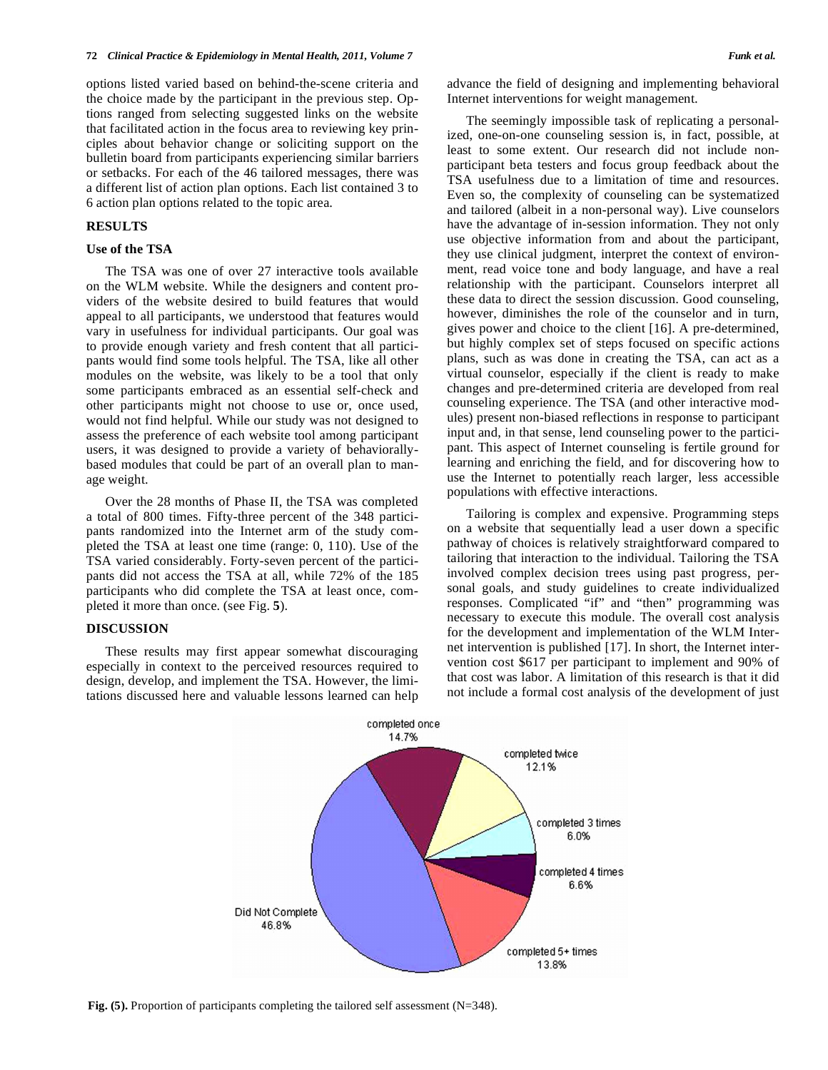options listed varied based on behind-the-scene criteria and the choice made by the participant in the previous step. Options ranged from selecting suggested links on the website that facilitated action in the focus area to reviewing key principles about behavior change or soliciting support on the bulletin board from participants experiencing similar barriers or setbacks. For each of the 46 tailored messages, there was a different list of action plan options. Each list contained 3 to 6 action plan options related to the topic area.

## RESULTS

### Use of the TSA

The TSA was one of over 27 interactive tools available on the WLM website. While the designers and content providers of the website desired to build features that would appeal to all participants, we understood that features would vary in usefulness for individual participants. Our goal was to provide enough variety and fresh content that all participants would find some tools helpful. The TSA, like all other modules on the website, was likely to be a tool that only some participants embraced as an essential self-check and other participants might not choose to use or, once used, would not find helpful. While our study was not designed to assess the preference of each website tool among participant users, it was designed to provide a variety of behaviorally-based modules that could be part of an overall plan to manage weight.

Over the 28 months of Phase II, the TSA was completed a total of 800 times. Fifty-three percent of the 348 participants randomized into the Internet arm of the study completed the TSA at least one time (range: 0, 110). Use of the TSA varied considerably. Forty-seven percent of the participants did not access the TSA at all, while 72% of the 185 participants who did complete the TSA at least once, completed it more than once. (see Fig. **5**).

## DISCUSSION

These results may first appear somewhat discouraging especially in context to the perceived resources required to design, develop, and implement the TSA. However, the limitations discussed here and valuable lessons learned can help advance the field of designing and implementing behavioral Internet interventions for weight management.

The seemingly impossible task of replicating a personalized, one-on-one counseling session is, in fact, possible, at least to some extent. Our research did not include non-participant beta testers and focus group feedback about the TSA usefulness due to a limitation of time and resources. Even so, the complexity of counseling can be systematized and tailored (albeit in a non-personal way). Live counselors have the advantage of in-session information. They not only use objective information from and about the participant, they use clinical judgment, interpret the context of environment, read voice tone and body language, and have a real relationship with the participant. Counselors interpret all these data to direct the session discussion. Good counseling, however, diminishes the role of the counselor and in turn, gives power and choice to the client [16]. A pre-determined, but highly complex set of steps focused on specific actions plans, such as was done in creating the TSA, can act as a virtual counselor, especially if the client is ready to make changes and pre-determined criteria are developed from real counseling experience. The TSA (and other interactive modules) present non-biased reflections in response to participant input and, in that sense, lend counseling power to the participant. This aspect of Internet counseling is fertile ground for learning and enriching the field, and for discovering how to use the Internet to potentially reach larger, less accessible populations with effective interactions.

Tailoring is complex and expensive. Programming steps on a website that sequentially lead a user down a specific pathway of choices is relatively straightforward compared to tailoring that interaction to the individual. Tailoring the TSA involved complex decision trees using past progress, personal goals, and study guidelines to create individualized responses. Complicated "if" and "then" programming was necessary to execute this module. The overall cost analysis for the development and implementation of the WLM Internet intervention is published [17]. In short, the Internet intervention cost $617 per participant to implement and 90% of that cost was labor. A limitation of this research is that it did not include a formal cost analysis of the development of just

**Fig. (5).** Proportion of participants completing the tailored self assessment (N=348).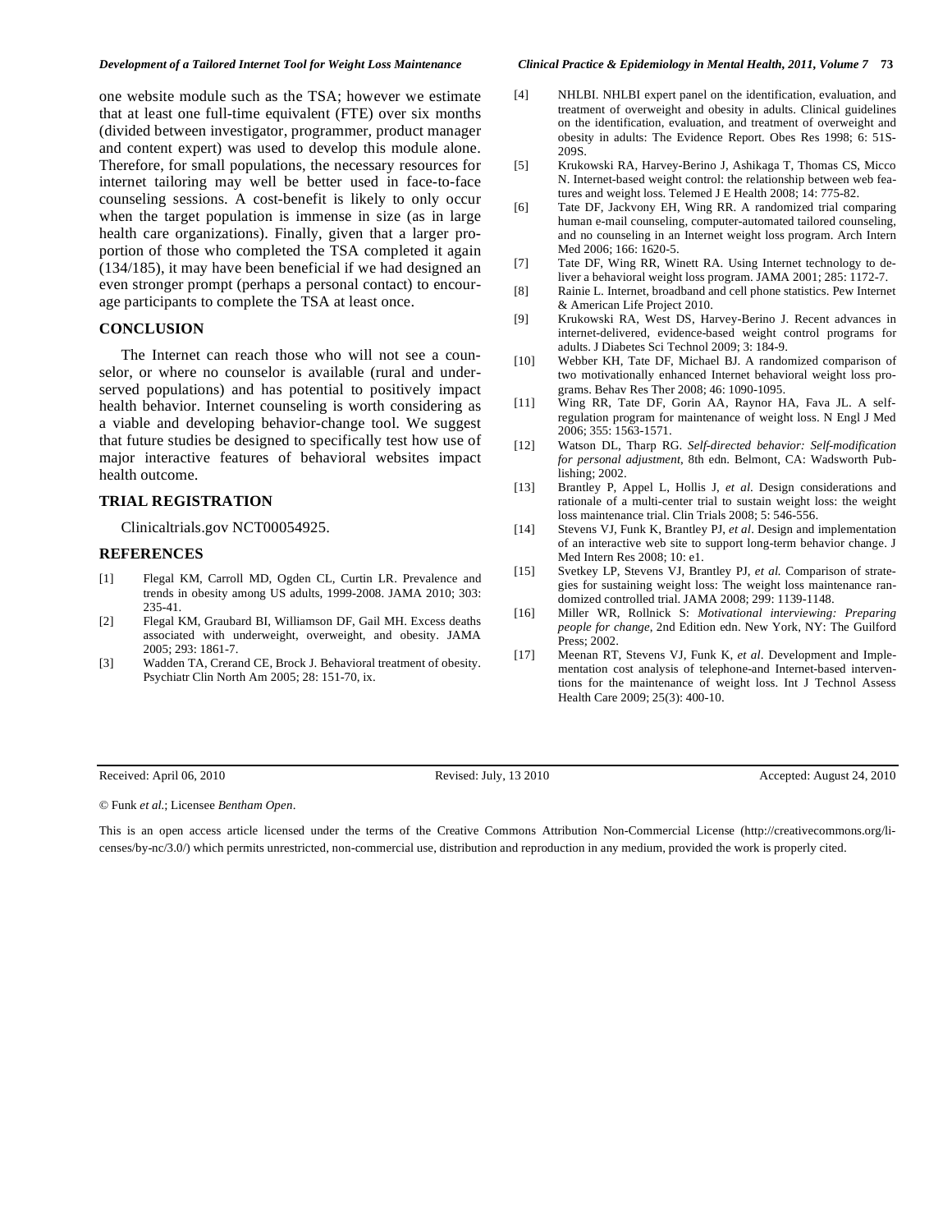one website module such as the TSA; however we estimate that at least one full-time equivalent (FTE) over six months (divided between investigator, programmer, product manager and content expert) was used to develop this module alone. Therefore, for small populations, the necessary resources for internet tailoring may well be better used in face-to-face counseling sessions. A cost-benefit is likely to only occur when the target population is immense in size (as in large health care organizations). Finally, given that a larger proportion of those who completed the TSA completed it again (134/185), it may have been beneficial if we had designed an even stronger prompt (perhaps a personal contact) to encourage participants to complete the TSA at least once.

## CONCLUSION

The Internet can reach those who will not see a counselor, or where no counselor is available (rural and underserved populations) and has potential to positively impact health behavior. Internet counseling is worth considering as a viable and developing behavior-change tool. We suggest that future studies be designed to specifically test how use of major interactive features of behavioral websites impact health outcome.

## TRIAL REGISTRATION

Clinicaltrials.gov NCT00054925.

## REFERENCES

[1] Flegal KM, Carroll MD, Ogden CL, Curtin LR. Prevalence and trends in obesity among US adults, 1999-2008. JAMA 2010; 303: 235-41.

[2] Flegal KM, Graubard BI, Williamson DF, Gail MH. Excess deaths associated with underweight, overweight, and obesity. JAMA 2005; 293: 1861-7.

[3] Wadden TA, Crerand CE, Brock J. Behavioral treatment of obesity. Psychiatr Clin North Am 2005; 28: 151-70, ix.

[4] NHLBI. NHLBI expert panel on the identification, evaluation, and treatment of overweight and obesity in adults. Clinical guidelines on the identification, evaluation, and treatment of overweight and obesity in adults: The Evidence Report. Obes Res 1998; 6: 51S-209S.

[5] Krukowski RA, Harvey-Berino J, Ashikaga T, Thomas CS, Micco N. Internet-based weight control: the relationship between web features and weight loss. Telemed J E Health 2008; 14: 775-82.

[6] Tate DF, Jackvony EH, Wing RR. A randomized trial comparing human e-mail counseling, computer-automated tailored counseling, and no counseling in an Internet weight loss program. Arch Intern Med 2006; 166: 1620-5.

[7] Tate DF, Wing RR, Winett RA. Using Internet technology to deliver a behavioral weight loss program. JAMA 2001; 285: 1172-7.

[8] Rainie L. Internet, broadband and cell phone statistics. Pew Internet & American Life Project 2010.

[9] Krukowski RA, West DS, Harvey-Berino J. Recent advances in internet-delivered, evidence-based weight control programs for adults. J Diabetes Sci Technol 2009; 3: 184-9.

[10] Webber KH, Tate DF, Michael BJ. A randomized comparison of two motivationally enhanced Internet behavioral weight loss programs. Behav Res Ther 2008; 46: 1090-1095.

[11] Wing RR, Tate DF, Gorin AA, Raynor HA, Fava JL. A self-regulation program for maintenance of weight loss. N Engl J Med 2006; 355: 1563-1571.

[12] Watson DL, Tharp RG. *Self-directed behavior: Self-modification for personal adjustment*, 8th edn. Belmont, CA: Wadsworth Publishing; 2002.

[13] Brantley P, Appel L, Hollis J, *et al.* Design considerations and rationale of a multi-center trial to sustain weight loss: the weight loss maintenance trial. Clin Trials 2008; 5: 546-556.

[14] Stevens VJ, Funk K, Brantley PJ, *et al*. Design and implementation of an interactive web site to support long-term behavior change. J Med Intern Res 2008; 10: e1.

[15] Svetkey LP, Stevens VJ, Brantley PJ, *et al.* Comparison of strategies for sustaining weight loss: The weight loss maintenance randomized controlled trial. JAMA 2008; 299: 1139-1148.

[16] Miller WR, Rollnick S: *Motivational interviewing: Preparing people for change*, 2nd Edition edn. New York, NY: The Guilford Press; 2002.

[17] Meenan RT, Stevens VJ, Funk K, *et al*. Development and Implementation cost analysis of telephone-and Internet-based interventions for the maintenance of weight loss. Int J Technol Assess Health Care 2009; 25(3): 400-10.

Received: April 06, 2010 Revised: July, 13 2010 Accepted: August 24, 2010

© Funk *et al.*; Licensee *Bentham Open*.

This is an open access article licensed under the terms of the Creative Commons Attribution Non-Commercial License (http://creativecommons.org/licenses/by-nc/3.0/) which permits unrestricted, non-commercial use, distribution and reproduction in any medium, provided the work is properly cited.